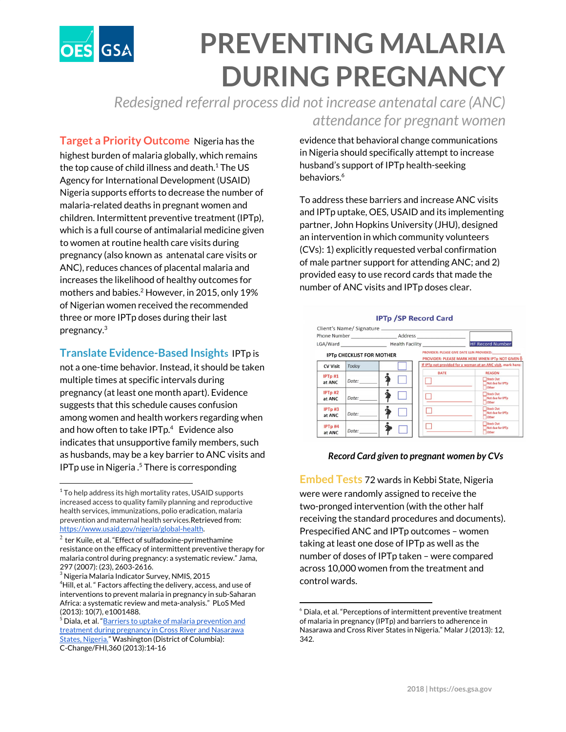# PREVENTING MALARIA DURING PREGNANCY

*Redesigned referral process did not increase antenatal care (ANC) attendance for pregnant women*

**Target a Priority Outcome** Nigeria has the highest burden of malaria globally, which remains the top cause of child illness and death.[1] The US Agency for International Development (USAID) Nigeria supports efforts to decrease the number of malaria-related deaths in pregnant women and children. Intermittent preventive treatment (IPTp), which is a full course of antimalarial medicine given to women at routine health care visits during pregnancy (also known as antenatal care visits or ANC), reduces chances of placental malaria and increases the likelihood of healthy outcomes for mothers and babies.[2] However, in 2015, only 19% of Nigerian women received the recommended three or more IPTp doses during their last pregnancy.[3]

**Translate Evidence-Based Insights** IPTp is not a one-time behavior. Instead, it should be taken multiple times at specific intervals during pregnancy (at least one month apart). Evidence suggests that this schedule causes confusion among women and health workers regarding when and how often to take IPTp.[4] Evidence also indicates that unsupportive family members, such as husbands, may be a key barrier to ANC visits and IPTp use in Nigeria.[5] There is corresponding evidence that behavioral change communications in Nigeria should specifically attempt to increase husband's support of IPTp health-seeking behaviors.[6]

To address these barriers and increase ANC visits and IPTp uptake, OES, USAID and its implementing partner, John Hopkins University (JHU), designed an intervention in which community volunteers (CVs): 1) explicitly requested verbal confirmation of male partner support for attending ANC; and 2) provided easy to use record cards that made the number of ANC visits and IPTp doses clear.

**IPTp /SP Record Card**

Client's Name/ Signature ______
Phone Number ______ Address ______
LGA/Ward ______ Health Facility ______ HF Record Number

IPTp CHECKLIST FOR MOTHER

| CV Visit | Today | ☐ |
|---|---|---|
| IPTp #1 at ANC | Date: ______ | ☐ |
| IPTp #2 at ANC | Date: ______ | ☐ |
| IPTp #3 at ANC | Date: ______ | ☐ |
| IPTp #4 at ANC | Date: ______ | ☐ |

PROVIDER: PLEASE GIVE DATE LLIN PROVIDED: ______
PROVIDER: PLEASE MARK HERE WHEN IPTp NOT GIVEN
If IPTp not provided for a woman at an ANC visit, mark here:

| DATE | REASON |
|---|---|
| ☐ | ☐ Stock Out ☐ Not due for IPTp ☐ Other |
| ☐ | ☐ Stock Out ☐ Not due for IPTp ☐ Other |
| ☐ | ☐ Stock Out ☐ Not due for IPTp ☐ Other |
| ☐ | ☐ Stock Out ☐ Not due for IPTp ☐ Other |

***Record Card given to pregnant women by CVs***

**Embed Tests** 72 wards in Kebbi State, Nigeria were were randomly assigned to receive the two-pronged intervention (with the other half receiving the standard procedures and documents). Prespecified ANC and IPTp outcomes – women taking at least one dose of IPTp as well as the number of doses of IPTp taken – were compared across 10,000 women from the treatment and control wards.

---

[1] To help address its high mortality rates, USAID supports increased access to quality family planning and reproductive health services, immunizations, polio eradication, malaria prevention and maternal health services.Retrieved from: https://www.usaid.gov/nigeria/global-health.

[2] ter Kuile, et al. "Effect of sulfadoxine-pyrimethamine resistance on the efficacy of intermittent preventive therapy for malaria control during pregnancy: a systematic review." Jama, 297 (2007): (23), 2603-2616.

[3] Nigeria Malaria Indicator Survey, NMIS, 2015

[4] Hill, et al. " Factors affecting the delivery, access, and use of interventions to prevent malaria in pregnancy in sub-Saharan Africa: a systematic review and meta-analysis." PLoS Med (2013): 10(7), e1001488.

[5] Diala, et al. "Barriers to uptake of malaria prevention and treatment during pregnancy in Cross River and Nasarawa States, Nigeria." Washington (District of Columbia): C-Change/FHI,360 (2013):14-16

[6] Diala, et al. "Perceptions of intermittent preventive treatment of malaria in pregnancy (IPTp) and barriers to adherence in Nasarawa and Cross River States in Nigeria." Malar J (2013): 12, 342.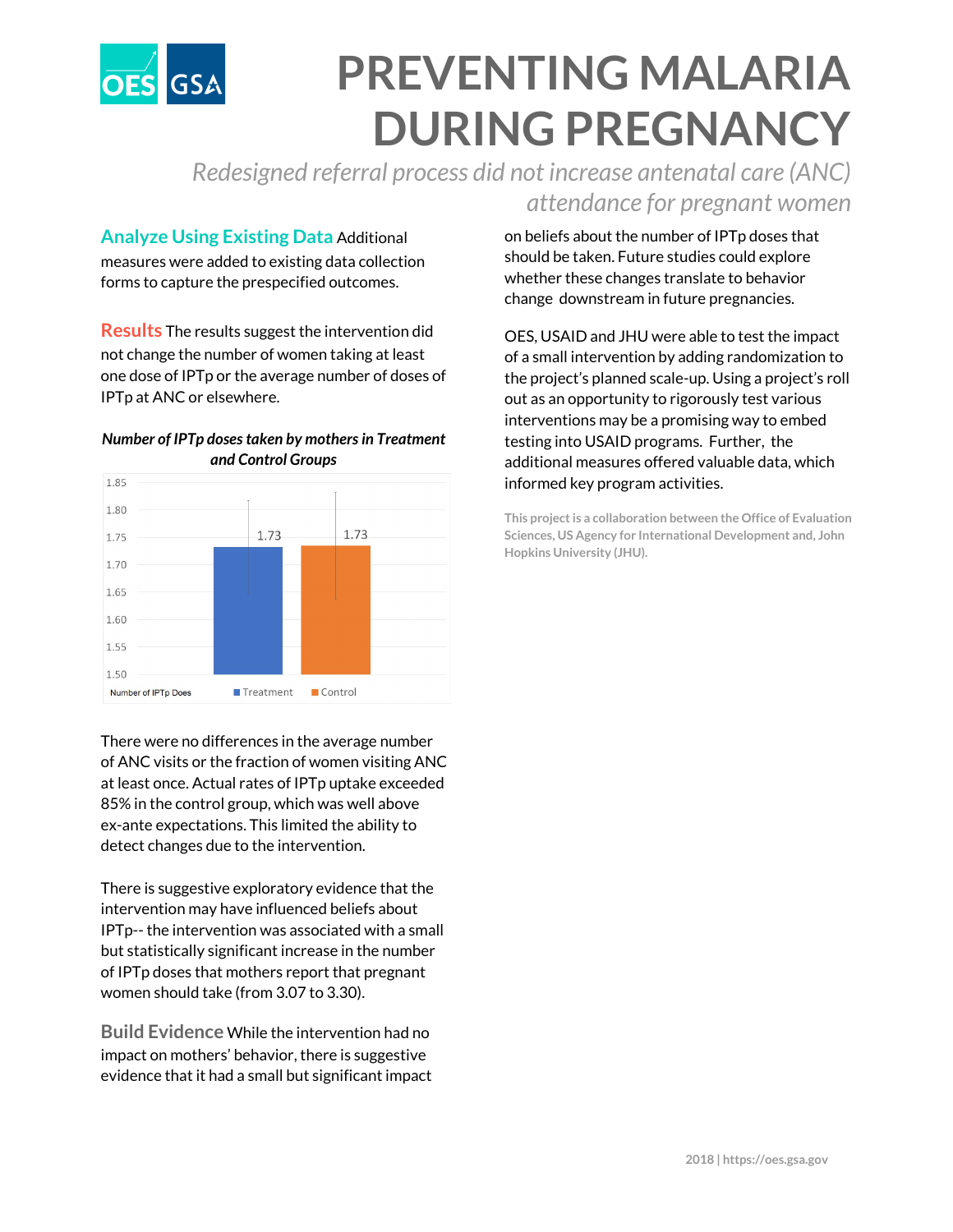# PREVENTING MALARIA DURING PREGNANCY

*Redesigned referral process did not increase antenatal care (ANC) attendance for pregnant women*

**Analyze Using Existing Data** Additional measures were added to existing data collection forms to capture the prespecified outcomes.

**Results** The results suggest the intervention did not change the number of women taking at least one dose of IPTp or the average number of doses of IPTp at ANC or elsewhere.

***Number of IPTp doses taken by mothers in Treatment and Control Groups***

1.85
1.80
1.75
1.70
1.65
1.60
1.55
1.50

1.73
1.73

Number of IPTp Does
Treatment
Control

There were no differences in the average number of ANC visits or the fraction of women visiting ANC at least once. Actual rates of IPTp uptake exceeded 85% in the control group, which was well above ex-ante expectations. This limited the ability to detect changes due to the intervention.

There is suggestive exploratory evidence that the intervention may have influenced beliefs about IPTp-- the intervention was associated with a small but statistically significant increase in the number of IPTp doses that mothers report that pregnant women should take (from 3.07 to 3.30).

**Build Evidence** While the intervention had no impact on mothers' behavior, there is suggestive evidence that it had a small but significant impact on beliefs about the number of IPTp doses that should be taken. Future studies could explore whether these changes translate to behavior change downstream in future pregnancies.

OES, USAID and JHU were able to test the impact of a small intervention by adding randomization to the project's planned scale-up. Using a project's roll out as an opportunity to rigorously test various interventions may be a promising way to embed testing into USAID programs. Further, the additional measures offered valuable data, which informed key program activities.

**This project is a collaboration between the Office of Evaluation Sciences, US Agency for International Development and, John Hopkins University (JHU).**

2018 | https://oes.gsa.gov